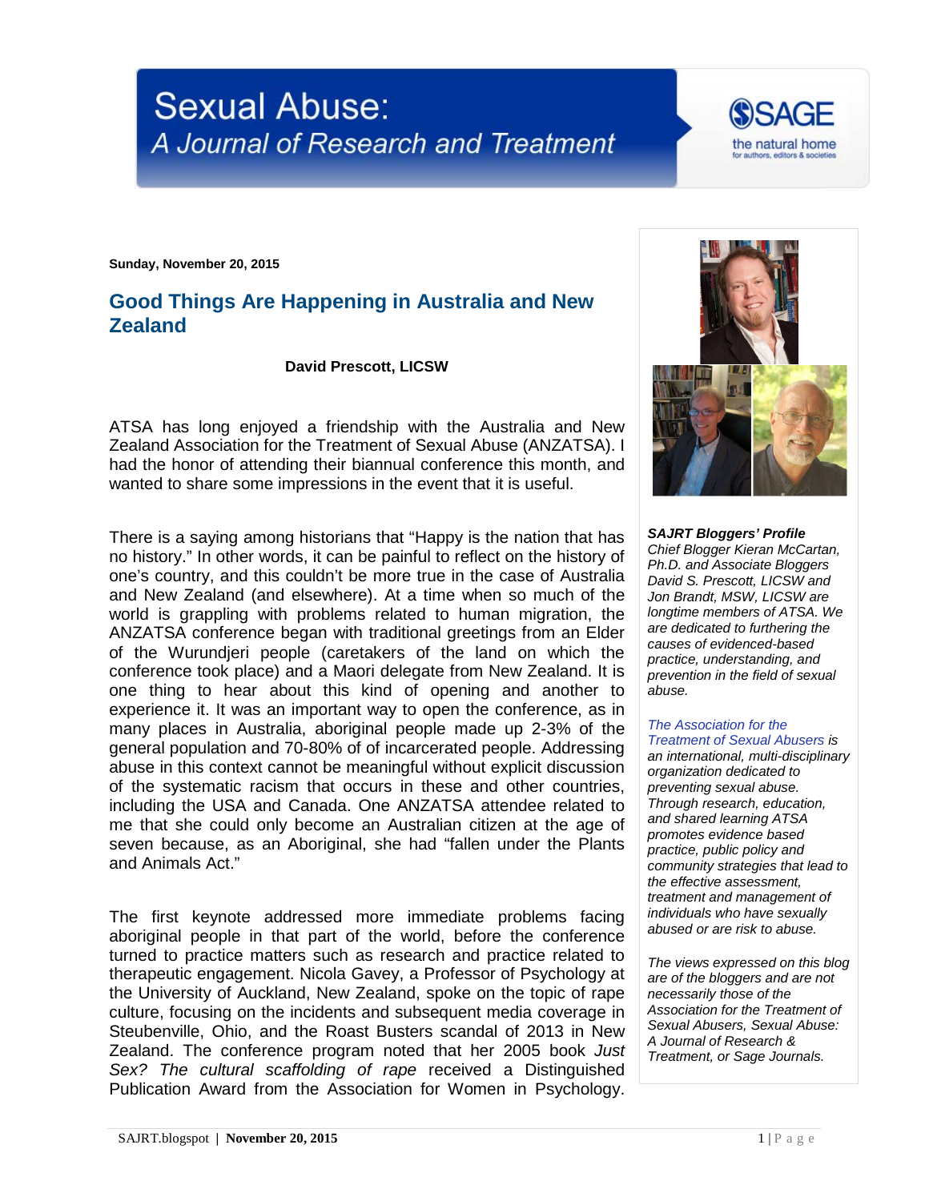# Sexual Abuse: A Journal of Research and Treatment

**Sunday, November 20, 2015**

## Good Things Are Happening in Australia and New Zealand

**David Prescott, LICSW**

ATSA has long enjoyed a friendship with the Australia and New Zealand Association for the Treatment of Sexual Abuse (ANZATSA). I had the honor of attending their biannual conference this month, and wanted to share some impressions in the event that it is useful.

There is a saying among historians that "Happy is the nation that has no history." In other words, it can be painful to reflect on the history of one's country, and this couldn't be more true in the case of Australia and New Zealand (and elsewhere). At a time when so much of the world is grappling with problems related to human migration, the ANZATSA conference began with traditional greetings from an Elder of the Wurundjeri people (caretakers of the land on which the conference took place) and a Maori delegate from New Zealand. It is one thing to hear about this kind of opening and another to experience it. It was an important way to open the conference, as in many places in Australia, aboriginal people made up 2-3% of the general population and 70-80% of of incarcerated people. Addressing abuse in this context cannot be meaningful without explicit discussion of the systematic racism that occurs in these and other countries, including the USA and Canada. One ANZATSA attendee related to me that she could only become an Australian citizen at the age of seven because, as an Aboriginal, she had "fallen under the Plants and Animals Act."

The first keynote addressed more immediate problems facing aboriginal people in that part of the world, before the conference turned to practice matters such as research and practice related to therapeutic engagement. Nicola Gavey, a Professor of Psychology at the University of Auckland, New Zealand, spoke on the topic of rape culture, focusing on the incidents and subsequent media coverage in Steubenville, Ohio, and the Roast Busters scandal of 2013 in New Zealand. The conference program noted that her 2005 book *Just Sex? The cultural scaffolding of rape* received a Distinguished Publication Award from the Association for Women in Psychology.

***SAJRT Bloggers' Profile***
*Chief Blogger Kieran McCartan, Ph.D. and Associate Bloggers David S. Prescott, LICSW and Jon Brandt, MSW, LICSW are longtime members of ATSA. We are dedicated to furthering the causes of evidenced-based practice, understanding, and prevention in the field of sexual abuse.*

*The Association for the Treatment of Sexual Abusers is an international, multi-disciplinary organization dedicated to preventing sexual abuse. Through research, education, and shared learning ATSA promotes evidence based practice, public policy and community strategies that lead to the effective assessment, treatment and management of individuals who have sexually abused or are risk to abuse.*

*The views expressed on this blog are of the bloggers and are not necessarily those of the Association for the Treatment of Sexual Abusers, Sexual Abuse: A Journal of Research & Treatment, or Sage Journals.*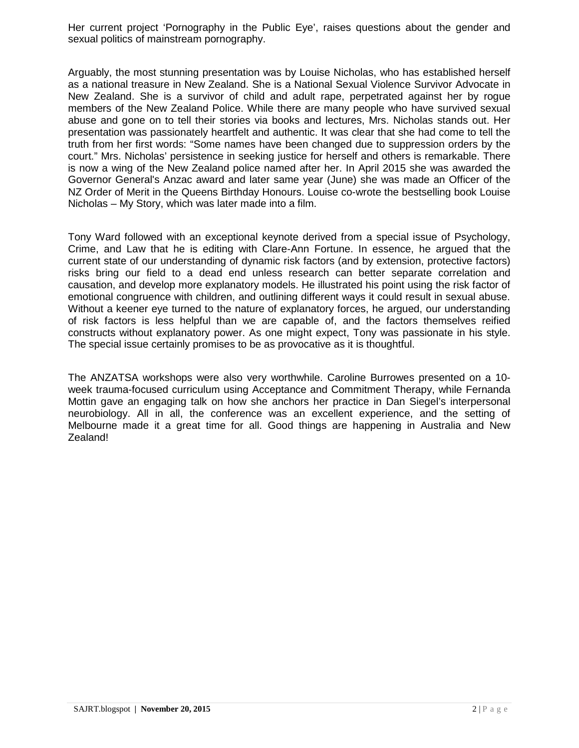Her current project 'Pornography in the Public Eye', raises questions about the gender and sexual politics of mainstream pornography.

Arguably, the most stunning presentation was by Louise Nicholas, who has established herself as a national treasure in New Zealand. She is a National Sexual Violence Survivor Advocate in New Zealand. She is a survivor of child and adult rape, perpetrated against her by rogue members of the New Zealand Police. While there are many people who have survived sexual abuse and gone on to tell their stories via books and lectures, Mrs. Nicholas stands out. Her presentation was passionately heartfelt and authentic. It was clear that she had come to tell the truth from her first words: "Some names have been changed due to suppression orders by the court." Mrs. Nicholas' persistence in seeking justice for herself and others is remarkable. There is now a wing of the New Zealand police named after her. In April 2015 she was awarded the Governor General's Anzac award and later same year (June) she was made an Officer of the NZ Order of Merit in the Queens Birthday Honours. Louise co-wrote the bestselling book Louise Nicholas – My Story, which was later made into a film.

Tony Ward followed with an exceptional keynote derived from a special issue of Psychology, Crime, and Law that he is editing with Clare-Ann Fortune. In essence, he argued that the current state of our understanding of dynamic risk factors (and by extension, protective factors) risks bring our field to a dead end unless research can better separate correlation and causation, and develop more explanatory models. He illustrated his point using the risk factor of emotional congruence with children, and outlining different ways it could result in sexual abuse. Without a keener eye turned to the nature of explanatory forces, he argued, our understanding of risk factors is less helpful than we are capable of, and the factors themselves reified constructs without explanatory power. As one might expect, Tony was passionate in his style. The special issue certainly promises to be as provocative as it is thoughtful.

The ANZATSA workshops were also very worthwhile. Caroline Burrowes presented on a 10-week trauma-focused curriculum using Acceptance and Commitment Therapy, while Fernanda Mottin gave an engaging talk on how she anchors her practice in Dan Siegel's interpersonal neurobiology. All in all, the conference was an excellent experience, and the setting of Melbourne made it a great time for all. Good things are happening in Australia and New Zealand!